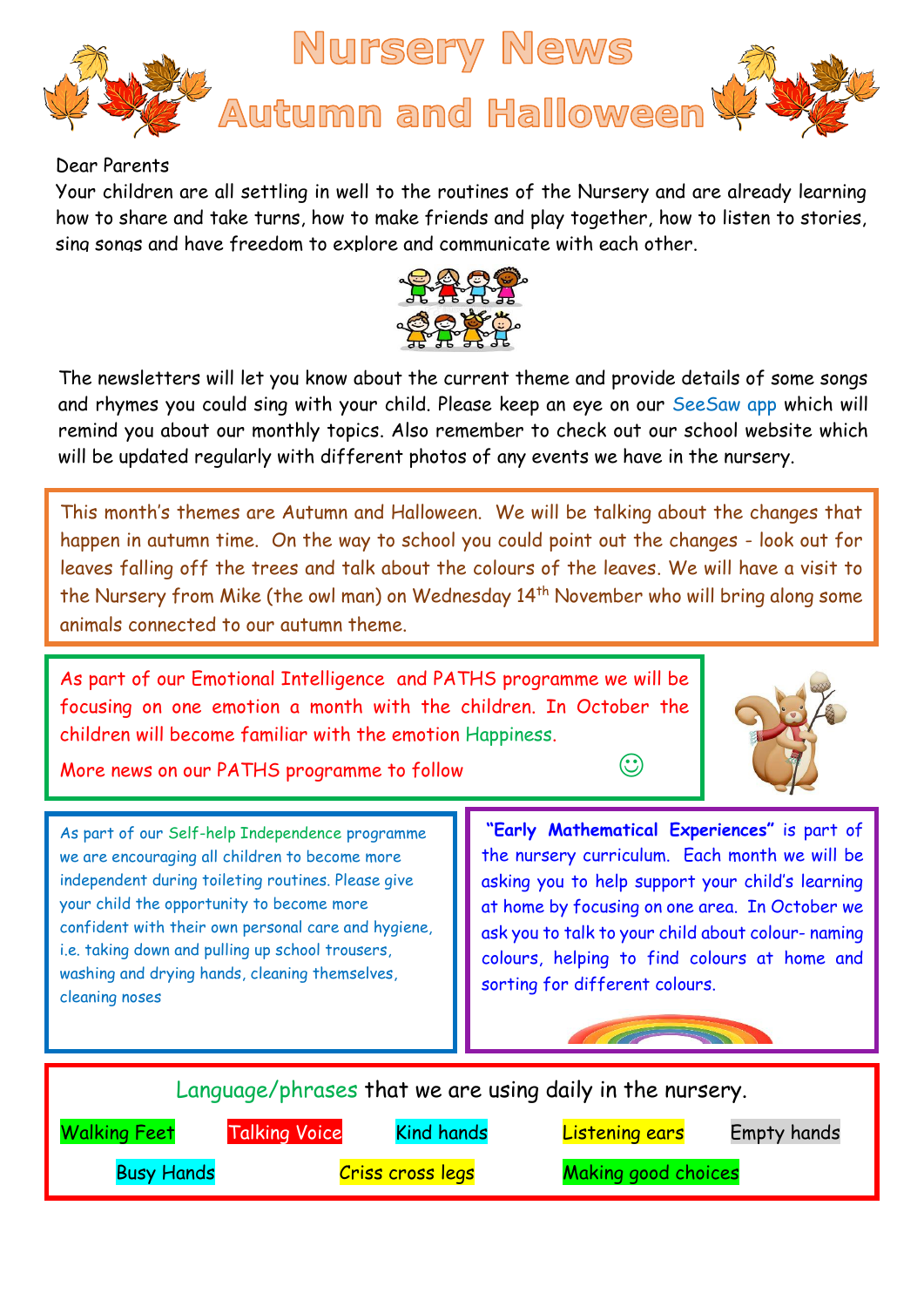# Nursery News

## Autumn and Halloween

Dear Parents

Your children are all settling in well to the routines of the Nursery and are already learning how to share and take turns, how to make friends and play together, how to listen to stories, sing songs and have freedom to explore and communicate with each other.

The newsletters will let you know about the current theme and provide details of some songs and rhymes you could sing with your child. Please keep an eye on our SeeSaw app which will remind you about our monthly topics. Also remember to check out our school website which will be updated regularly with different photos of any events we have in the nursery.

This month's themes are Autumn and Halloween. We will be talking about the changes that happen in autumn time. On the way to school you could point out the changes - look out for leaves falling off the trees and talk about the colours of the leaves. We will have a visit to the Nursery from Mike (the owl man) on Wednesday 14th November who will bring along some animals connected to our autumn theme.

As part of our Emotional Intelligence and PATHS programme we will be focusing on one emotion a month with the children. In October the children will become familiar with the emotion Happiness.

More news on our PATHS programme to follow ☺

As part of our Self-help Independence programme we are encouraging all children to become more independent during toileting routines. Please give your child the opportunity to become more confident with their own personal care and hygiene, i.e. taking down and pulling up school trousers, washing and drying hands, cleaning themselves, cleaning noses

**"Early Mathematical Experiences"** is part of the nursery curriculum. Each month we will be asking you to help support your child's learning at home by focusing on one area. In October we ask you to talk to your child about colour- naming colours, helping to find colours at home and sorting for different colours.

Language/phrases that we are using daily in the nursery.

- Walking Feet
- Talking Voice
- Kind hands
- Listening ears
- Empty hands
- Busy Hands
- Criss cross legs
- Making good choices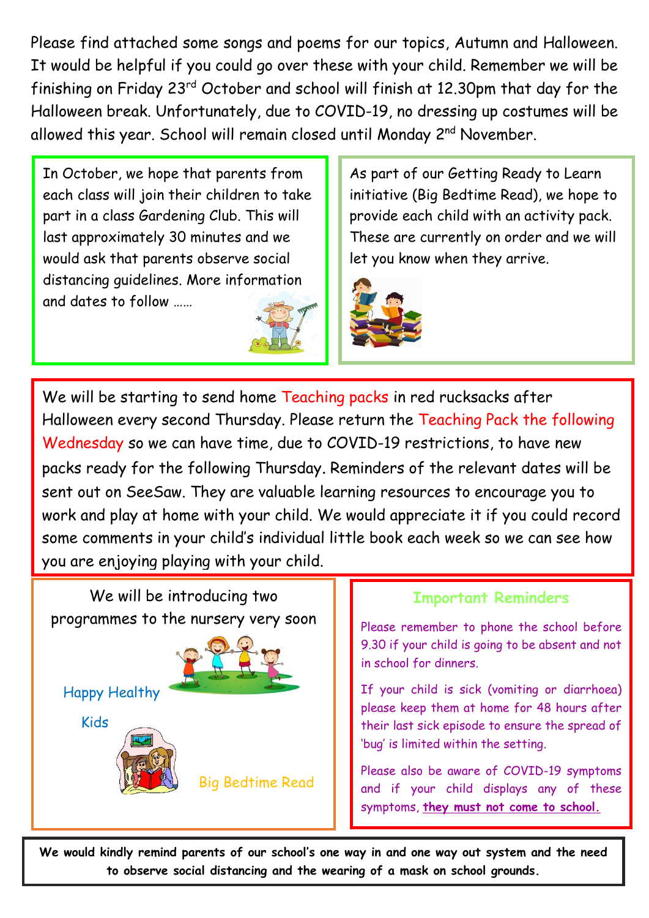Please find attached some songs and poems for our topics, Autumn and Halloween. It would be helpful if you could go over these with your child. Remember we will be finishing on Friday 23rd October and school will finish at 12.30pm that day for the Halloween break. Unfortunately, due to COVID-19, no dressing up costumes will be allowed this year. School will remain closed until Monday 2nd November.

In October, we hope that parents from each class will join their children to take part in a class Gardening Club. This will last approximately 30 minutes and we would ask that parents observe social distancing guidelines. More information and dates to follow ……

As part of our Getting Ready to Learn initiative (Big Bedtime Read), we hope to provide each child with an activity pack. These are currently on order and we will let you know when they arrive.

We will be starting to send home Teaching packs in red rucksacks after Halloween every second Thursday. Please return the Teaching Pack the following Wednesday so we can have time, due to COVID-19 restrictions, to have new packs ready for the following Thursday. Reminders of the relevant dates will be sent out on SeeSaw. They are valuable learning resources to encourage you to work and play at home with your child. We would appreciate it if you could record some comments in your child's individual little book each week so we can see how you are enjoying playing with your child.

We will be introducing two programmes to the nursery very soon

Happy Healthy Kids

Big Bedtime Read

## Important Reminders

Please remember to phone the school before 9.30 if your child is going to be absent and not in school for dinners.

If your child is sick (vomiting or diarrhoea) please keep them at home for 48 hours after their last sick episode to ensure the spread of 'bug' is limited within the setting.

Please also be aware of COVID-19 symptoms and if your child displays any of these symptoms, **they must not come to school.**

**We would kindly remind parents of our school's one way in and one way out system and the need to observe social distancing and the wearing of a mask on school grounds.**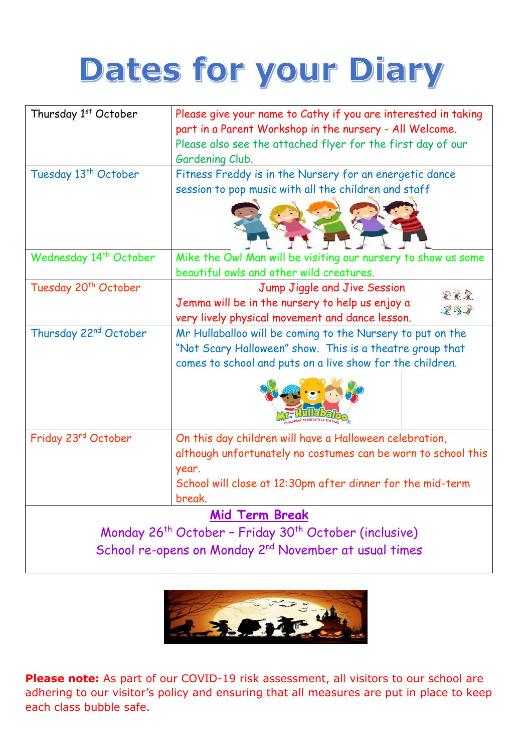# Dates for your Diary

| | |
|---|---|
| Thursday 1st October | Please give your name to Cathy if you are interested in taking part in a Parent Workshop in the nursery - All Welcome. Please also see the attached flyer for the first day of our Gardening Club. |
| Tuesday 13th October | Fitness Freddy is in the Nursery for an energetic dance session to pop music with all the children and staff |
| Wednesday 14th October | Mike the Owl Man will be visiting our nursery to show us some beautiful owls and other wild creatures. |
| Tuesday 20th October | Jump Jiggle and Jive Session<br>Jemma will be in the nursery to help us enjoy a very lively physical movement and dance lesson. |
| Thursday 22nd October | Mr Hullaballoo will be coming to the Nursery to put on the "Not Scary Halloween" show. This is a theatre group that comes to school and puts on a live show for the children. |
| Friday 23rd October | On this day children will have a Halloween celebration, although unfortunately no costumes can be worn to school this year.<br>School will close at 12:30pm after dinner for the mid-term break. |

**Mid Term Break**

Monday 26th October – Friday 30th October (inclusive)

School re-opens on Monday 2nd November at usual times

**Please note:** As part of our COVID-19 risk assessment, all visitors to our school are adhering to our visitor's policy and ensuring that all measures are put in place to keep each class bubble safe.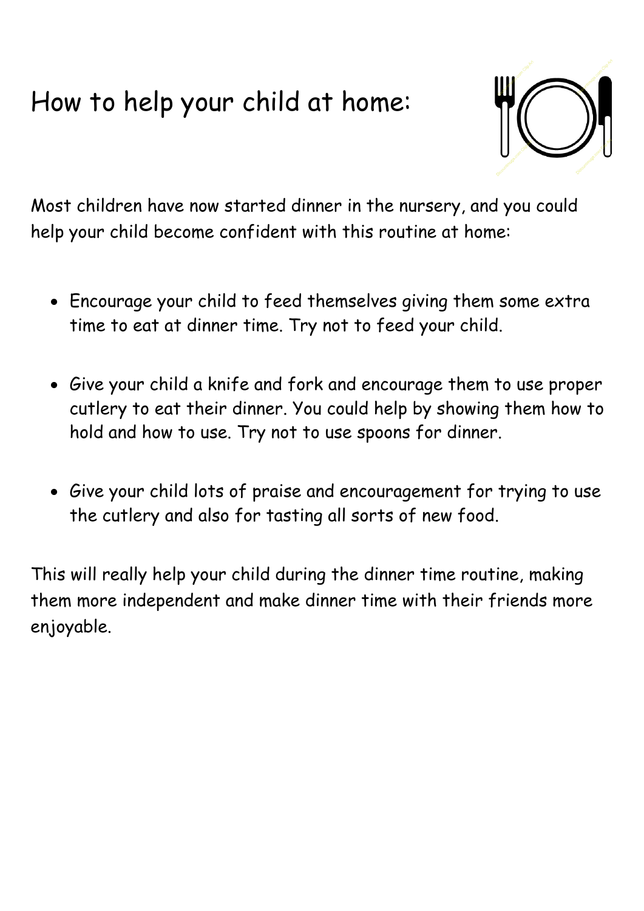# How to help your child at home:

Most children have now started dinner in the nursery, and you could help your child become confident with this routine at home:

- Encourage your child to feed themselves giving them some extra time to eat at dinner time. Try not to feed your child.
- Give your child a knife and fork and encourage them to use proper cutlery to eat their dinner. You could help by showing them how to hold and how to use. Try not to use spoons for dinner.
- Give your child lots of praise and encouragement for trying to use the cutlery and also for tasting all sorts of new food.

This will really help your child during the dinner time routine, making them more independent and make dinner time with their friends more enjoyable.